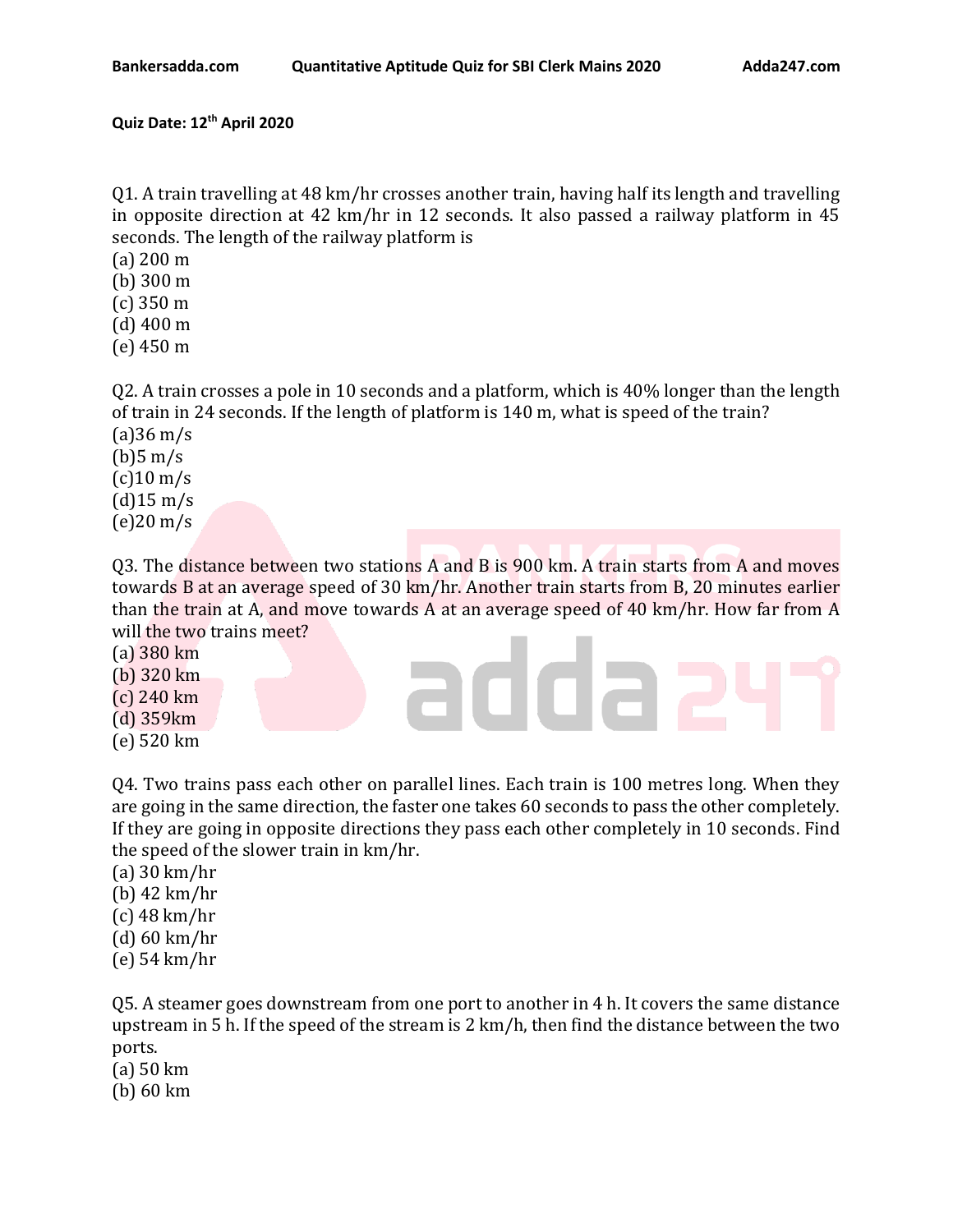**Quiz Date: 12th April 2020**

Q1. A train travelling at 48 km/hr crosses another train, having half its length and travelling in opposite direction at 42 km/hr in 12 seconds. It also passed a railway platform in 45 seconds. The length of the railway platform is

(a) 200 m
(b) 300 m
(c) 350 m
(d) 400 m
(e) 450 m

Q2. A train crosses a pole in 10 seconds and a platform, which is 40% longer than the length of train in 24 seconds. If the length of platform is 140 m, what is speed of the train?

(a)36 m/s
(b)5 m/s
(c)10 m/s
(d)15 m/s
(e)20 m/s

Q3. The distance between two stations A and B is 900 km. A train starts from A and moves towards B at an average speed of 30 km/hr. Another train starts from B, 20 minutes earlier than the train at A, and move towards A at an average speed of 40 km/hr. How far from A will the two trains meet?

(a) 380 km
(b) 320 km
(c) 240 km
(d) 359km
(e) 520 km

Q4. Two trains pass each other on parallel lines. Each train is 100 metres long. When they are going in the same direction, the faster one takes 60 seconds to pass the other completely. If they are going in opposite directions they pass each other completely in 10 seconds. Find the speed of the slower train in km/hr.

(a) 30 km/hr
(b) 42 km/hr
(c) 48 km/hr
(d) 60 km/hr
(e) 54 km/hr

Q5. A steamer goes downstream from one port to another in 4 h. It covers the same distance upstream in 5 h. If the speed of the stream is 2 km/h, then find the distance between the two ports.

(a) 50 km
(b) 60 km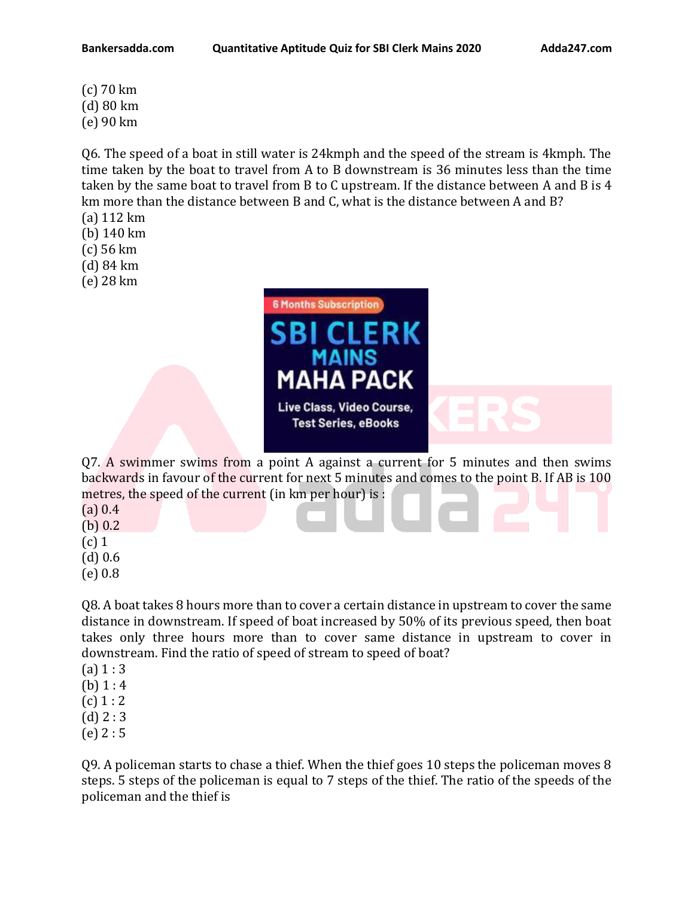(c) 70 km
(d) 80 km
(e) 90 km

Q6. The speed of a boat in still water is 24kmph and the speed of the stream is 4kmph. The time taken by the boat to travel from A to B downstream is 36 minutes less than the time taken by the same boat to travel from B to C upstream. If the distance between A and B is 4 km more than the distance between B and C, what is the distance between A and B?
(a) 112 km
(b) 140 km
(c) 56 km
(d) 84 km
(e) 28 km

Q7. A swimmer swims from a point A against a current for 5 minutes and then swims backwards in favour of the current for next 5 minutes and comes to the point B. If AB is 100 metres, the speed of the current (in km per hour) is :
(a) 0.4
(b) 0.2
(c) 1
(d) 0.6
(e) 0.8

Q8. A boat takes 8 hours more than to cover a certain distance in upstream to cover the same distance in downstream. If speed of boat increased by 50% of its previous speed, then boat takes only three hours more than to cover same distance in upstream to cover in downstream. Find the ratio of speed of stream to speed of boat?
(a) 1 : 3
(b) 1 : 4
(c) 1 : 2
(d) 2 : 3
(e) 2 : 5

Q9. A policeman starts to chase a thief. When the thief goes 10 steps the policeman moves 8 steps. 5 steps of the policeman is equal to 7 steps of the thief. The ratio of the speeds of the policeman and the thief is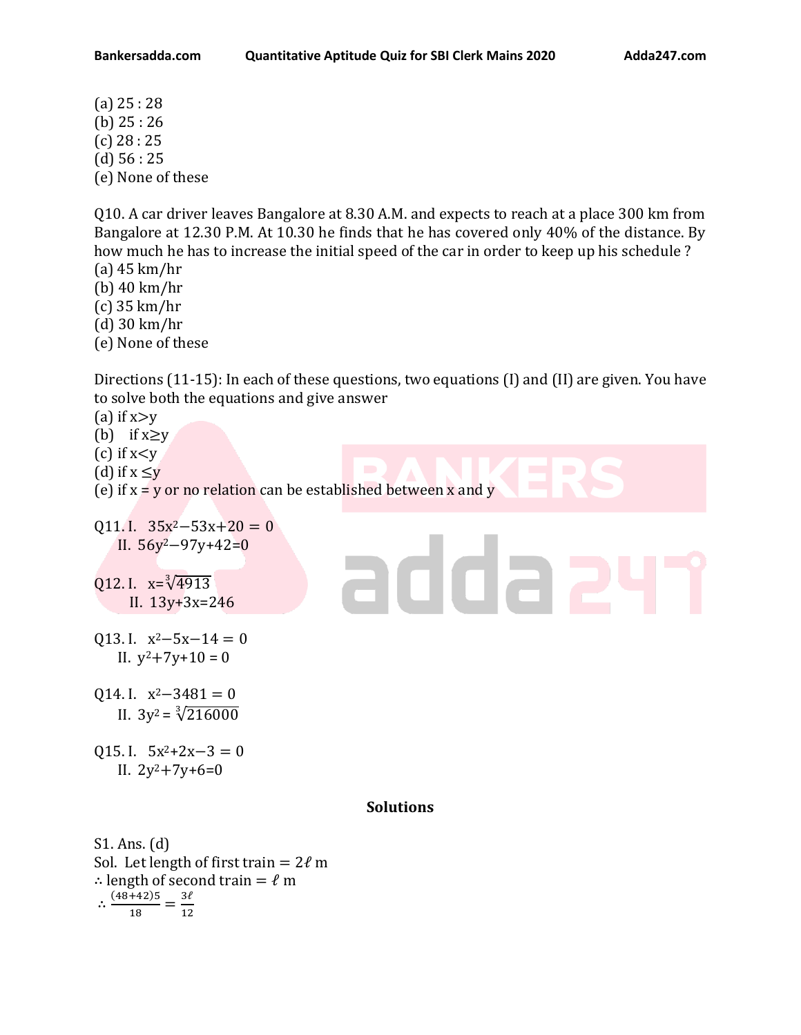(a) 25 : 28
(b) 25 : 26
(c) 28 : 25
(d) 56 : 25
(e) None of these

Q10. A car driver leaves Bangalore at 8.30 A.M. and expects to reach at a place 300 km from Bangalore at 12.30 P.M. At 10.30 he finds that he has covered only 40% of the distance. By how much he has to increase the initial speed of the car in order to keep up his schedule ?
(a) 45 km/hr
(b) 40 km/hr
(c) 35 km/hr
(d) 30 km/hr
(e) None of these

Directions (11-15): In each of these questions, two equations (I) and (II) are given. You have to solve both the equations and give answer
(a) if $x>y$
(b) if $x\geq y$
(c) if $x<y$
(d) if $x \leq y$
(e) if $x = y$ or no relation can be established between x and y

Q11. I. $35x^2-53x+20 = 0$
II. $56y^2-97y+42=0$

Q12. I. $x=\sqrt[3]{4913}$
II. $13y+3x=246$

Q13. I. $x^2-5x-14 = 0$
II. $y^2+7y+10 = 0$

Q14. I. $x^2-3481 = 0$
II. $3y^2 = \sqrt[3]{216000}$

Q15. I. $5x^2+2x-3 = 0$
II. $2y^2+7y+6=0$

## Solutions

S1. Ans. (d)
Sol. Let length of first train $= 2\ell$ m
$\therefore$ length of second train $= \ell$ m
$\therefore \frac{(48+42)5}{18} = \frac{3\ell}{12}$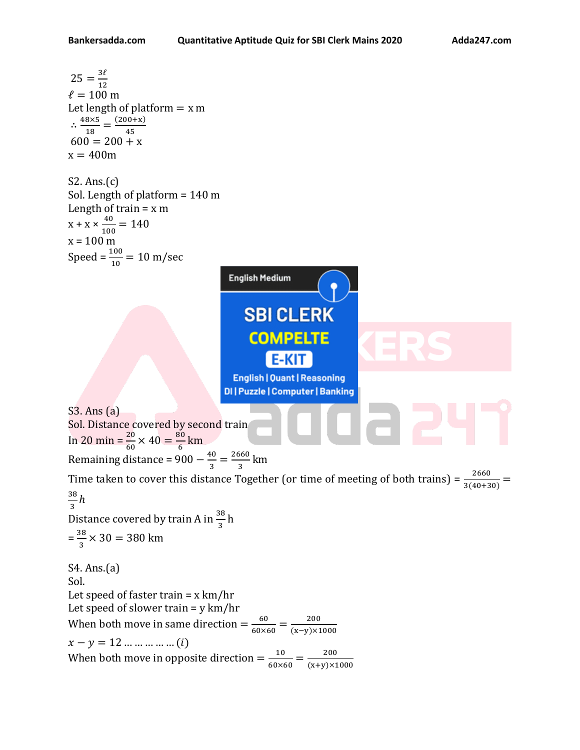$25 = \frac{3\ell}{12}$

$\ell = 100$ m

Let length of platform = x m

$\therefore \frac{48\times5}{18} = \frac{(200+x)}{45}$

$600 = 200 + x$

$x = 400$m

S2. Ans.(c)

Sol. Length of platform = 140 m

Length of train = x m

$x + x \times \frac{40}{100} = 140$

x = 100 m

Speed = $\frac{100}{10} = 10$ m/sec

S3. Ans (a)

Sol. Distance covered by second train

In 20 min = $\frac{20}{60} \times 40 = \frac{80}{6}$ km

Remaining distance = $900 - \frac{40}{3} = \frac{2660}{3}$ km

Time taken to cover this distance Together (or time of meeting of both trains) = $\frac{2660}{3(40+30)} = \frac{38}{3}h$

Distance covered by train A in $\frac{38}{3}$h

$= \frac{38}{3} \times 30 = 380$ km

S4. Ans.(a)

Sol.

Let speed of faster train = x km/hr

Let speed of slower train = y km/hr

When both move in same direction = $\frac{60}{60\times60} = \frac{200}{(x-y)\times1000}$

$x - y = 12 \ldots\ldots\ldots\ldots (i)$

When both move in opposite direction = $\frac{10}{60\times60} = \frac{200}{(x+y)\times1000}$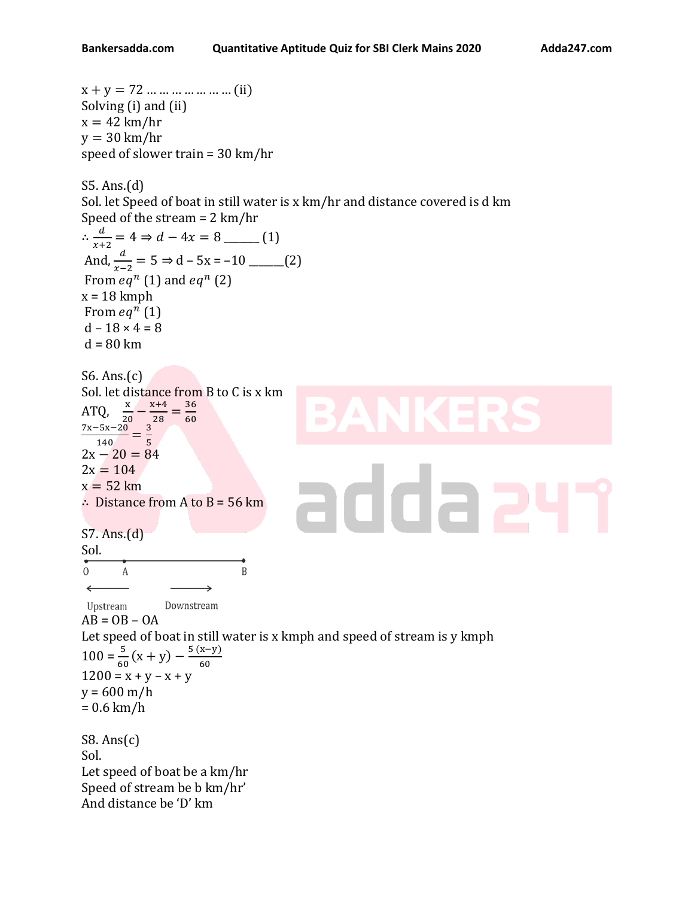$x + y = 72$ ……………………(ii)
Solving (i) and (ii)
$x = 42$ km/hr
$y = 30$ km/hr
speed of slower train = 30 km/hr

S5. Ans.(d)
Sol. let Speed of boat in still water is x km/hr and distance covered is d km
Speed of the stream = 2 km/hr
$\therefore \frac{d}{x+2} = 4 \Rightarrow d - 4x = 8$ ______ (1)
And, $\frac{d}{x-2} = 5 \Rightarrow d - 5x = -10$ ______(2)
From $eq^n$ (1) and $eq^n$ (2)
x = 18 kmph
From $eq^n$ (1)
d – 18 × 4 = 8
d = 80 km

S6. Ans.(c)
Sol. let distance from B to C is x km
ATQ, $\frac{x}{20} - \frac{x+4}{28} = \frac{36}{60}$
$\frac{7x-5x-20}{140} = \frac{3}{5}$
$2x - 20 = 84$
$2x = 104$
$x = 52$ km
$\therefore$ Distance from A to B = 56 km

S7. Ans.(d)
Sol.

O A B
Upstream ← → Downstream

AB = OB – OA
Let speed of boat in still water is x kmph and speed of stream is y kmph
$100 = \frac{5}{60}(x + y) - \frac{5(x-y)}{60}$
$1200 = x + y - x + y$
y = 600 m/h
= 0.6 km/h

S8. Ans(c)
Sol.
Let speed of boat be a km/hr
Speed of stream be b km/hr'
And distance be 'D' km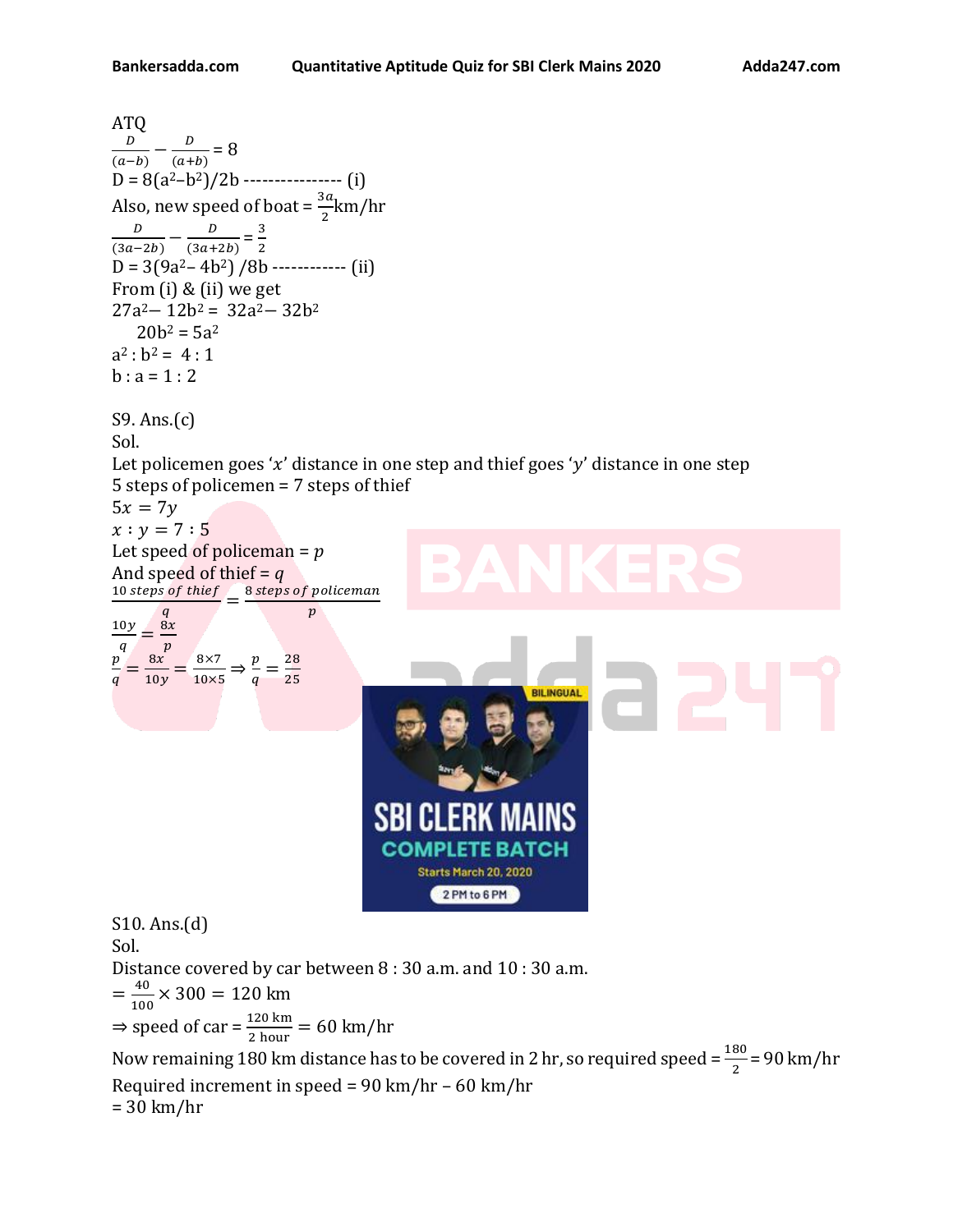ATQ

$$\frac{D}{(a-b)} - \frac{D}{(a+b)} = 8$$

$D = 8(a^2 - b^2)/2b$ ---------------- (i)

Also, new speed of boat = $\frac{3a}{2}$km/hr

$$\frac{D}{(3a-2b)} - \frac{D}{(3a+2b)} = \frac{3}{2}$$

$D = 3(9a^2 - 4b^2)/8b$ ------------ (ii)

From (i) & (ii) we get

$27a^2 - 12b^2 = 32a^2 - 32b^2$

$20b^2 = 5a^2$

$a^2 : b^2 = 4 : 1$

$b : a = 1 : 2$

S9. Ans.(c)

Sol.

Let policemen goes '$x$' distance in one step and thief goes '$y$' distance in one step

5 steps of policemen = 7 steps of thief

$5x = 7y$

$x : y = 7 : 5$

Let speed of policeman = $p$

And speed of thief = $q$

$$\frac{10 \text{ steps of thief}}{q} = \frac{8 \text{ steps of policeman}}{p}$$

$$\frac{10y}{q} = \frac{8x}{p}$$

$$\frac{p}{q} = \frac{8x}{10y} = \frac{8 \times 7}{10 \times 5} \Rightarrow \frac{p}{q} = \frac{28}{25}$$

S10. Ans.(d)

Sol.

Distance covered by car between 8 : 30 a.m. and 10 : 30 a.m.

$= \frac{40}{100} \times 300 = 120$ km

$\Rightarrow$ speed of car = $\frac{120 \text{ km}}{2 \text{ hour}} = 60$ km/hr

Now remaining 180 km distance has to be covered in 2 hr, so required speed = $\frac{180}{2}$ = 90 km/hr

Required increment in speed = 90 km/hr – 60 km/hr

= 30 km/hr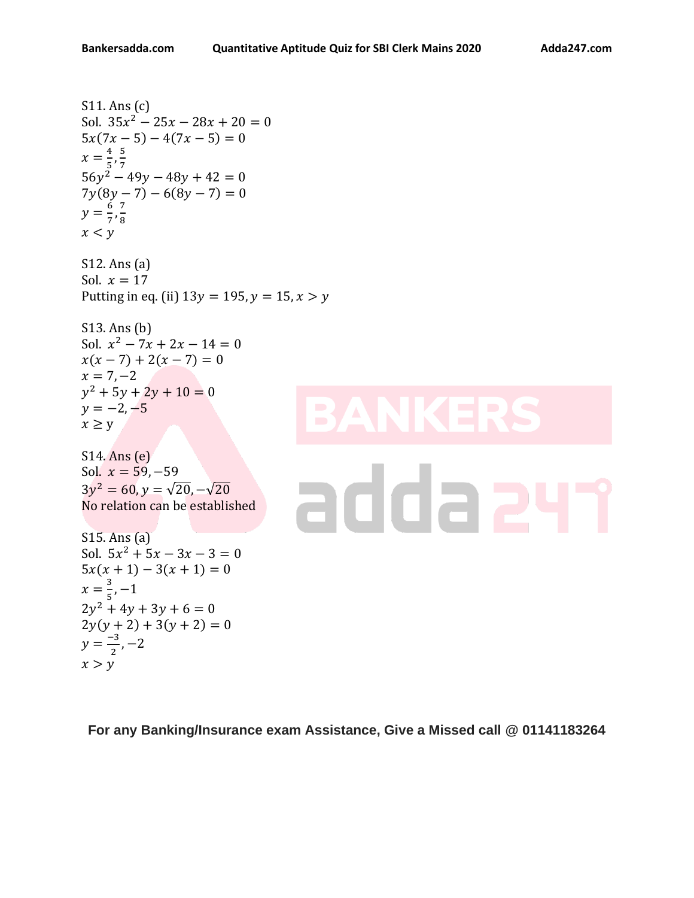S11. Ans (c)
Sol. $35x^2 - 25x - 28x + 20 = 0$
$5x(7x - 5) - 4(7x - 5) = 0$
$x = \frac{4}{5}, \frac{5}{7}$
$56y^2 - 49y - 48y + 42 = 0$
$7y(8y - 7) - 6(8y - 7) = 0$
$y = \frac{6}{7}, \frac{7}{8}$
$x < y$

S12. Ans (a)
Sol. $x = 17$
Putting in eq. (ii) $13y = 195, y = 15, x > y$

S13. Ans (b)
Sol. $x^2 - 7x + 2x - 14 = 0$
$x(x - 7) + 2(x - 7) = 0$
$x = 7, -2$
$y^2 + 5y + 2y + 10 = 0$
$y = -2, -5$
$x \geq y$

S14. Ans (e)
Sol. $x = 59, -59$
$3y^2 = 60, y = \sqrt{20}, -\sqrt{20}$
No relation can be established

S15. Ans (a)
Sol. $5x^2 + 5x - 3x - 3 = 0$
$5x(x + 1) - 3(x + 1) = 0$
$x = \frac{3}{5}, -1$
$2y^2 + 4y + 3y + 6 = 0$
$2y(y + 2) + 3(y + 2) = 0$
$y = \frac{-3}{2}, -2$
$x > y$

**For any Banking/Insurance exam Assistance, Give a Missed call @ 01141183264**